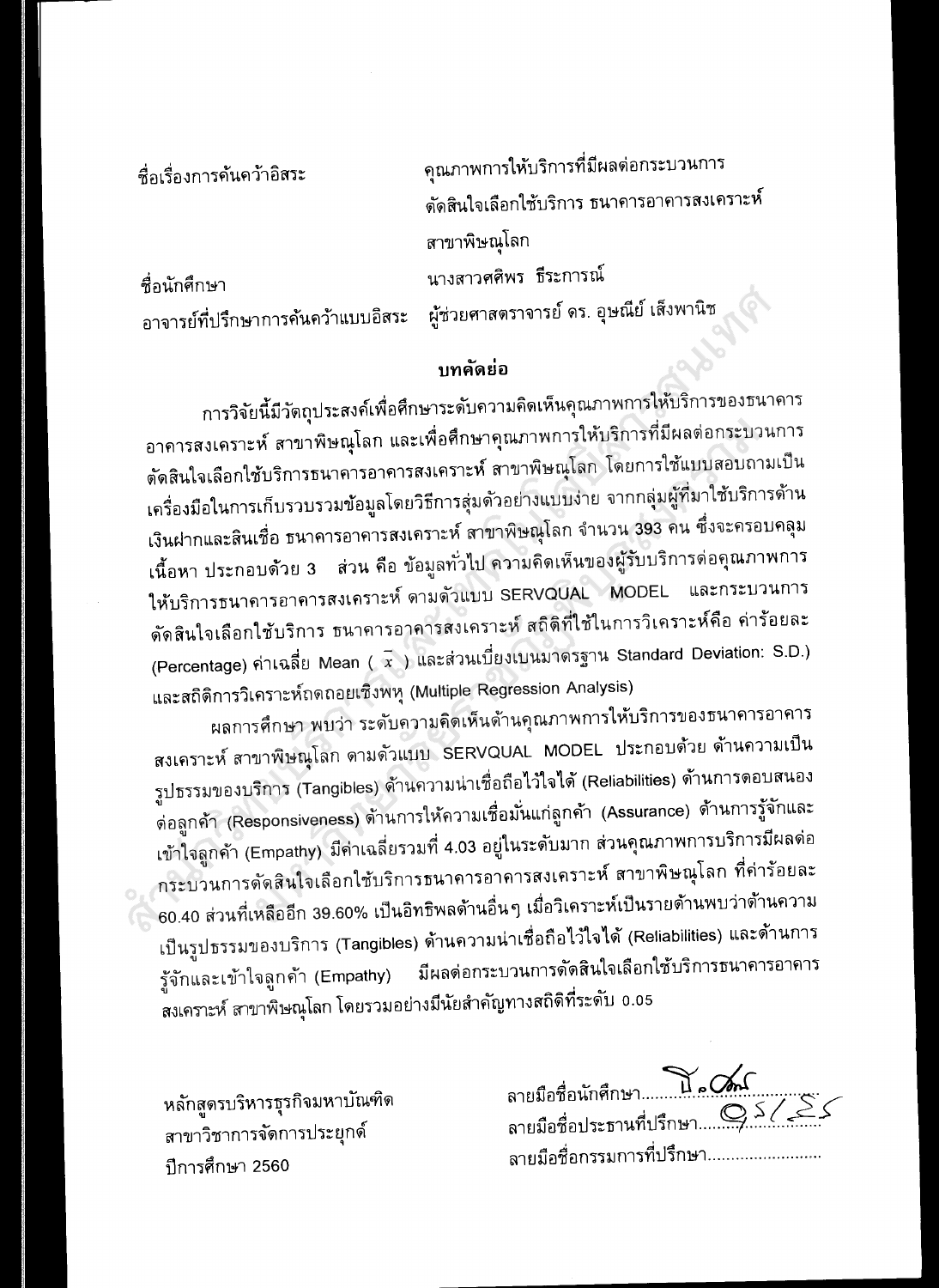ชื่อเรื่องการค้นคว้าอิสระ คุณภาพการให้บริการที่มีผลต่อกระบวนการตัดสินใจเลือกใช้บริการ ธนาคารอาคารสงเคราะห์ สาขาพิษณุโลก

ชื่อนักศึกษา นางสาวศศิพร ธีระการณ์

อาจารย์ที่ปรึกษาการค้นคว้าแบบอิสระ ผู้ช่วยศาสตราจารย์ ดร. อุษณีย์ เส็งพานิช

## บทคัดย่อ

การวิจัยนี้มีวัตถุประสงค์เพื่อศึกษาระดับความคิดเห็นคุณภาพการให้บริการของธนาคารอาคารสงเคราะห์ สาขาพิษณุโลก และเพื่อศึกษาคุณภาพการให้บริการที่มีผลต่อกระบวนการตัดสินใจเลือกใช้บริการธนาคารอาคารสงเคราะห์ สาขาพิษณุโลก โดยการใช้แบบสอบถามเป็นเครื่องมือในการเก็บรวบรวมข้อมูลโดยวิธีการสุ่มตัวอย่างแบบง่าย จากกลุ่มผู้ที่มาใช้บริการด้านเงินฝากและสินเชื่อ ธนาคารอาคารสงเคราะห์ สาขาพิษณุโลก จำนวน 393 คน ซึ่งจะครอบคลุมเนื้อหา ประกอบด้วย 3 ส่วน คือ ข้อมูลทั่วไป ความคิดเห็นของผู้รับบริการต่อคุณภาพการให้บริการธนาคารอาคารสงเคราะห์ ตามตัวแบบ SERVQUAL MODEL และกระบวนการตัดสินใจเลือกใช้บริการ ธนาคารอาคารสงเคราะห์ สถิติที่ใช้ในการวิเคราะห์คือ ค่าร้อยละ (Percentage) ค่าเฉลี่ย Mean ( $\bar{x}$ ) และส่วนเบี่ยงเบนมาตรฐาน Standard Deviation: S.D.) และสถิติการวิเคราะห์ถดถอยเชิงพหุ (Multiple Regression Analysis)

ผลการศึกษา พบว่า ระดับความคิดเห็นด้านคุณภาพการให้บริการของธนาคารอาคารสงเคราะห์ สาขาพิษณุโลก ตามตัวแบบ SERVQUAL MODEL ประกอบด้วย ด้านความเป็นรูปธรรมของบริการ (Tangibles) ด้านความน่าเชื่อถือไว้ใจได้ (Reliabilities) ด้านการตอบสนองต่อลูกค้า (Responsiveness) ด้านการให้ความเชื่อมั่นแก่ลูกค้า (Assurance) ด้านการรู้จักและเข้าใจลูกค้า (Empathy) มีค่าเฉลี่ยรวมที่ 4.03 อยู่ในระดับมาก ส่วนคุณภาพการบริการมีผลต่อกระบวนการตัดสินใจเลือกใช้บริการธนาคารอาคารสงเคราะห์ สาขาพิษณุโลก ที่ค่าร้อยละ 60.40 ส่วนที่เหลืออีก 39.60% เป็นอิทธิพลด้านอื่นๆ เมื่อวิเคราะห์เป็นรายด้านพบว่าด้านความเป็นรูปธรรมของบริการ (Tangibles) ด้านความน่าเชื่อถือไว้ใจได้ (Reliabilities) และด้านการรู้จักและเข้าใจลูกค้า (Empathy) มีผลต่อกระบวนการตัดสินใจเลือกใช้บริการธนาคารอาคารสงเคราะห์ สาขาพิษณุโลก โดยรวมอย่างมีนัยสำคัญทางสถิติที่ระดับ 0.05

หลักสูตรบริหารธุรกิจมหาบัณฑิต
สาขาวิชาการจัดการประยุกต์
ปีการศึกษา 2560

ลายมือชื่อนักศึกษา..........
ลายมือชื่อประธานที่ปรึกษา..........
ลายมือชื่อกรรมการที่ปรึกษา..........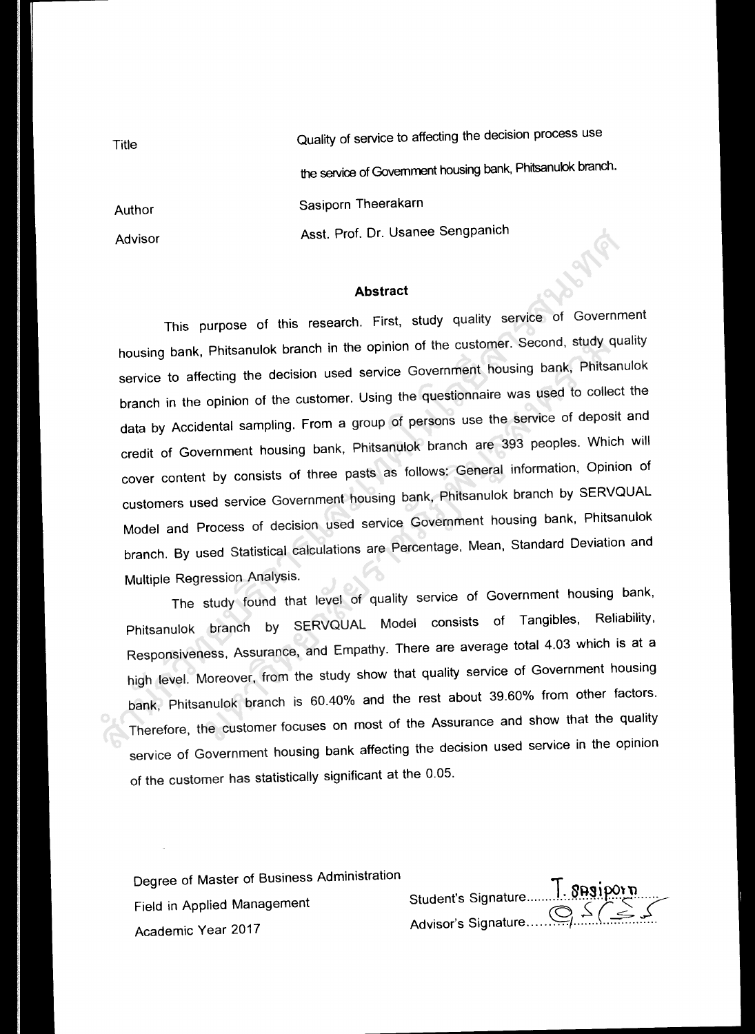| | |
|---|---|
| Title | Quality of service to affecting the decision process use the service of Government housing bank, Phitsanulok branch. |
| Author | Sasiporn Theerakarn |
| Advisor | Asst. Prof. Dr. Usanee Sengpanich |

## Abstract

This purpose of this research. First, study quality service of Government housing bank, Phitsanulok branch in the opinion of the customer. Second, study quality service to affecting the decision used service Government housing bank, Phitsanulok branch in the opinion of the customer. Using the questionnaire was used to collect the data by Accidental sampling. From a group of persons use the service of deposit and credit of Government housing bank, Phitsanulok branch are 393 peoples. Which will cover content by consists of three pasts as follows: General information, Opinion of customers used service Government housing bank, Phitsanulok branch by SERVQUAL Model and Process of decision used service Government housing bank, Phitsanulok branch. By used Statistical calculations are Percentage, Mean, Standard Deviation and Multiple Regression Analysis.

The study found that level of quality service of Government housing bank, Phitsanulok branch by SERVQUAL Model consists of Tangibles, Reliability, Responsiveness, Assurance, and Empathy. There are average total 4.03 which is at a high level. Moreover, from the study show that quality service of Government housing bank, Phitsanulok branch is 60.40% and the rest about 39.60% from other factors. Therefore, the customer focuses on most of the Assurance and show that the quality service of Government housing bank affecting the decision used service in the opinion of the customer has statistically significant at the 0.05.

| | |
|---|---|
| Degree of Master of Business Administration | Student's Signature........T. Sasiporn........ |
| Field in Applied Management | Advisor's Signature........................ |
| Academic Year 2017 | |